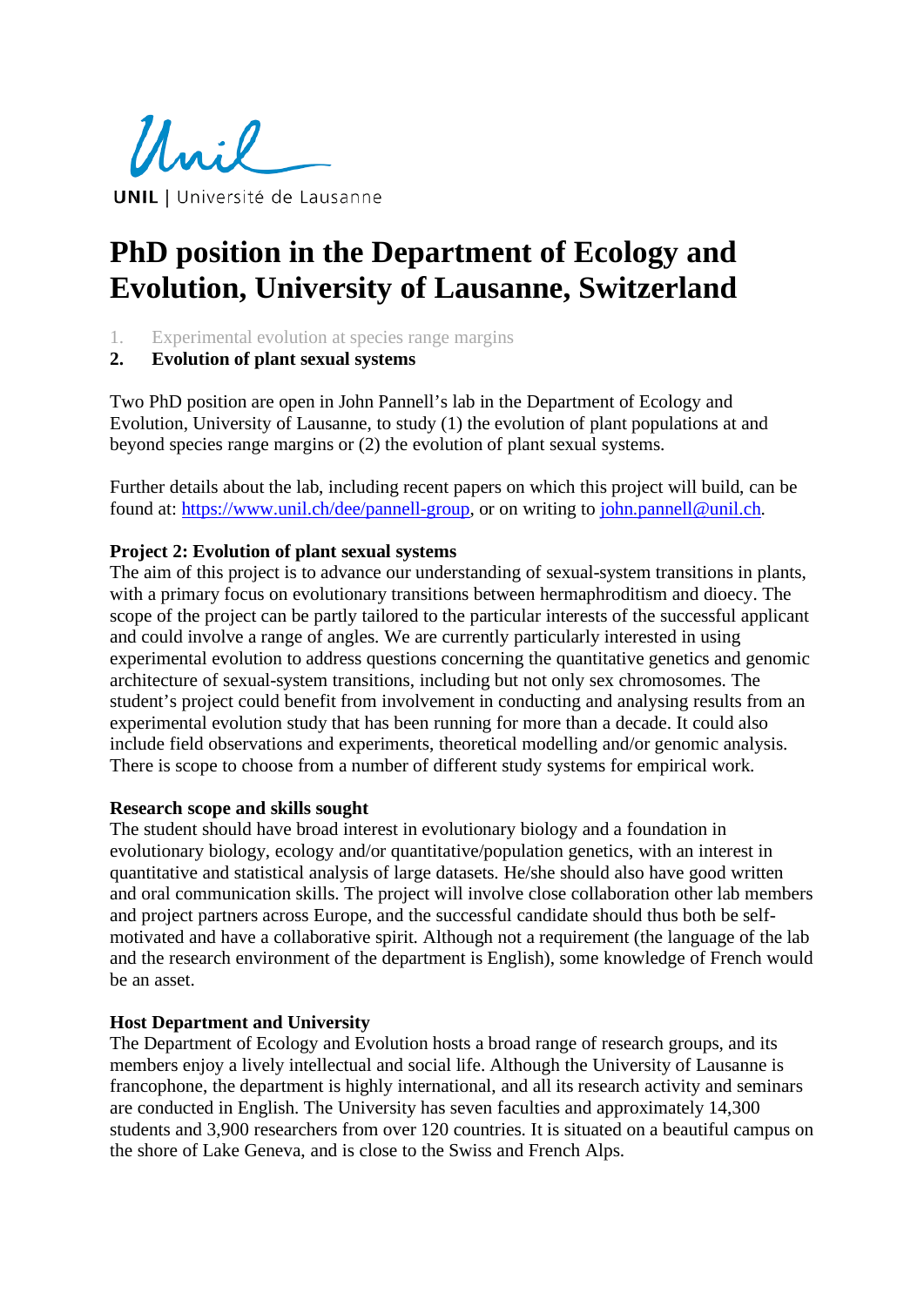UNIL | Université de Lausanne

# PhD position in the Department of Ecology and Evolution, University of Lausanne, Switzerland

1. Experimental evolution at species range margins
2. **Evolution of plant sexual systems**

Two PhD position are open in John Pannell's lab in the Department of Ecology and Evolution, University of Lausanne, to study (1) the evolution of plant populations at and beyond species range margins or (2) the evolution of plant sexual systems.

Further details about the lab, including recent papers on which this project will build, can be found at: [https://www.unil.ch/dee/pannell-group](https://www.unil.ch/dee/pannell-group), or on writing to [john.pannell@unil.ch](mailto:john.pannell@unil.ch).

**Project 2: Evolution of plant sexual systems**

The aim of this project is to advance our understanding of sexual-system transitions in plants, with a primary focus on evolutionary transitions between hermaphroditism and dioecy. The scope of the project can be partly tailored to the particular interests of the successful applicant and could involve a range of angles. We are currently particularly interested in using experimental evolution to address questions concerning the quantitative genetics and genomic architecture of sexual-system transitions, including but not only sex chromosomes. The student's project could benefit from involvement in conducting and analysing results from an experimental evolution study that has been running for more than a decade. It could also include field observations and experiments, theoretical modelling and/or genomic analysis. There is scope to choose from a number of different study systems for empirical work.

**Research scope and skills sought**

The student should have broad interest in evolutionary biology and a foundation in evolutionary biology, ecology and/or quantitative/population genetics, with an interest in quantitative and statistical analysis of large datasets. He/she should also have good written and oral communication skills. The project will involve close collaboration other lab members and project partners across Europe, and the successful candidate should thus both be self-motivated and have a collaborative spirit. Although not a requirement (the language of the lab and the research environment of the department is English), some knowledge of French would be an asset.

**Host Department and University**

The Department of Ecology and Evolution hosts a broad range of research groups, and its members enjoy a lively intellectual and social life. Although the University of Lausanne is francophone, the department is highly international, and all its research activity and seminars are conducted in English. The University has seven faculties and approximately 14,300 students and 3,900 researchers from over 120 countries. It is situated on a beautiful campus on the shore of Lake Geneva, and is close to the Swiss and French Alps.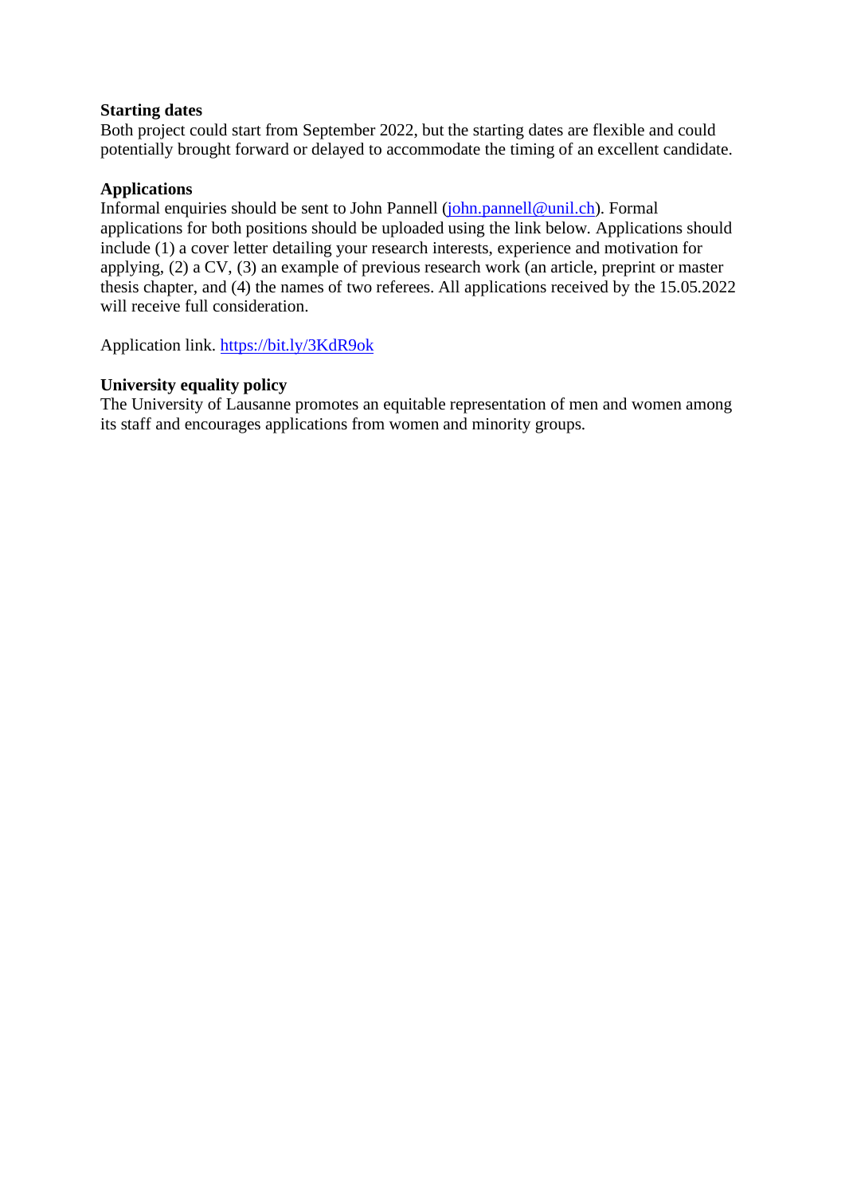**Starting dates**

Both project could start from September 2022, but the starting dates are flexible and could potentially brought forward or delayed to accommodate the timing of an excellent candidate.

**Applications**

Informal enquiries should be sent to John Pannell (john.pannell@unil.ch). Formal applications for both positions should be uploaded using the link below. Applications should include (1) a cover letter detailing your research interests, experience and motivation for applying, (2) a CV, (3) an example of previous research work (an article, preprint or master thesis chapter, and (4) the names of two referees. All applications received by the 15.05.2022 will receive full consideration.

Application link. https://bit.ly/3KdR9ok

**University equality policy**

The University of Lausanne promotes an equitable representation of men and women among its staff and encourages applications from women and minority groups.